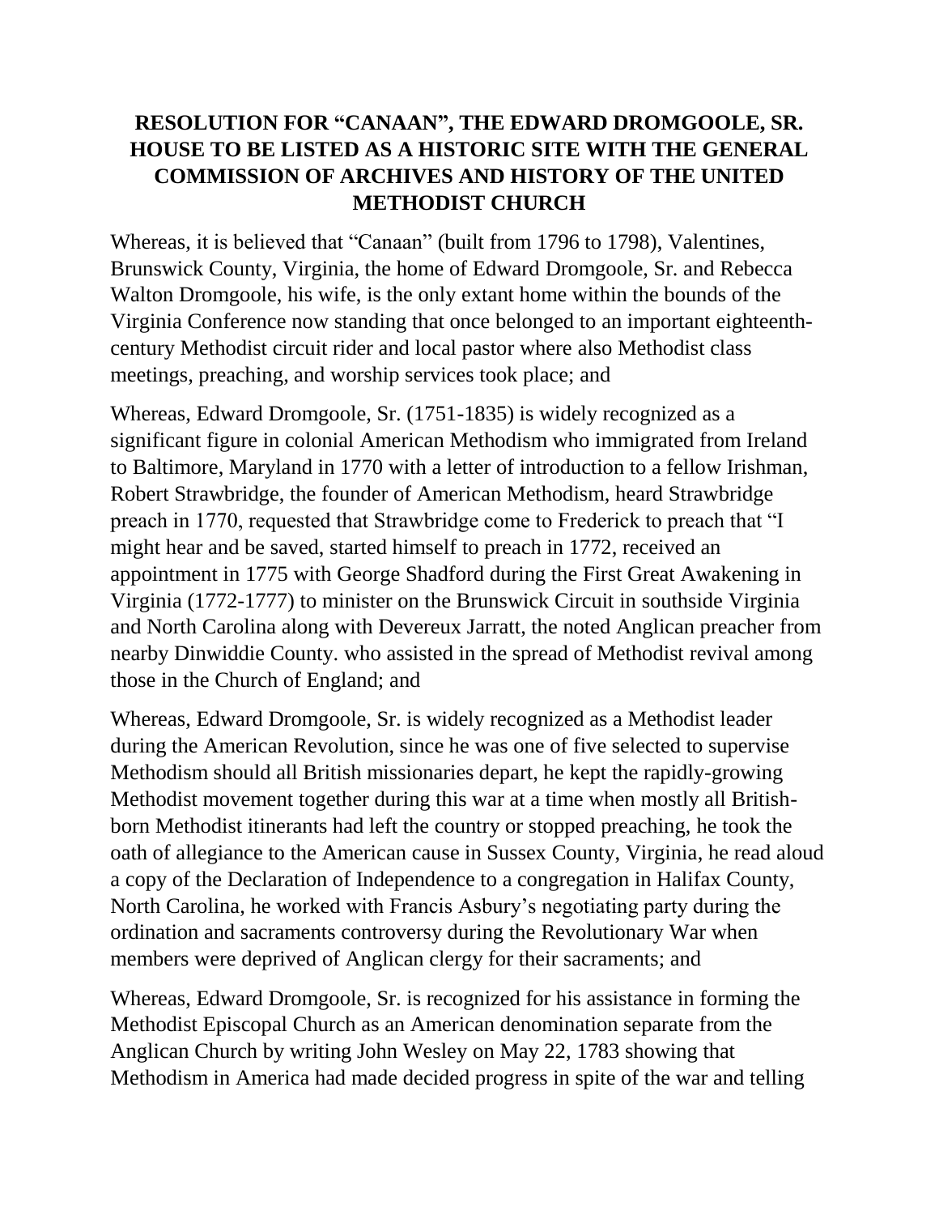# RESOLUTION FOR "CANAAN", THE EDWARD DROMGOOLE, SR. HOUSE TO BE LISTED AS A HISTORIC SITE WITH THE GENERAL COMMISSION OF ARCHIVES AND HISTORY OF THE UNITED METHODIST CHURCH

Whereas, it is believed that "Canaan" (built from 1796 to 1798), Valentines, Brunswick County, Virginia, the home of Edward Dromgoole, Sr. and Rebecca Walton Dromgoole, his wife, is the only extant home within the bounds of the Virginia Conference now standing that once belonged to an important eighteenth-century Methodist circuit rider and local pastor where also Methodist class meetings, preaching, and worship services took place; and

Whereas, Edward Dromgoole, Sr. (1751-1835) is widely recognized as a significant figure in colonial American Methodism who immigrated from Ireland to Baltimore, Maryland in 1770 with a letter of introduction to a fellow Irishman, Robert Strawbridge, the founder of American Methodism, heard Strawbridge preach in 1770, requested that Strawbridge come to Frederick to preach that "I might hear and be saved, started himself to preach in 1772, received an appointment in 1775 with George Shadford during the First Great Awakening in Virginia (1772-1777) to minister on the Brunswick Circuit in southside Virginia and North Carolina along with Devereux Jarratt, the noted Anglican preacher from nearby Dinwiddie County. who assisted in the spread of Methodist revival among those in the Church of England; and

Whereas, Edward Dromgoole, Sr. is widely recognized as a Methodist leader during the American Revolution, since he was one of five selected to supervise Methodism should all British missionaries depart, he kept the rapidly-growing Methodist movement together during this war at a time when mostly all British-born Methodist itinerants had left the country or stopped preaching, he took the oath of allegiance to the American cause in Sussex County, Virginia, he read aloud a copy of the Declaration of Independence to a congregation in Halifax County, North Carolina, he worked with Francis Asbury's negotiating party during the ordination and sacraments controversy during the Revolutionary War when members were deprived of Anglican clergy for their sacraments; and

Whereas, Edward Dromgoole, Sr. is recognized for his assistance in forming the Methodist Episcopal Church as an American denomination separate from the Anglican Church by writing John Wesley on May 22, 1783 showing that Methodism in America had made decided progress in spite of the war and telling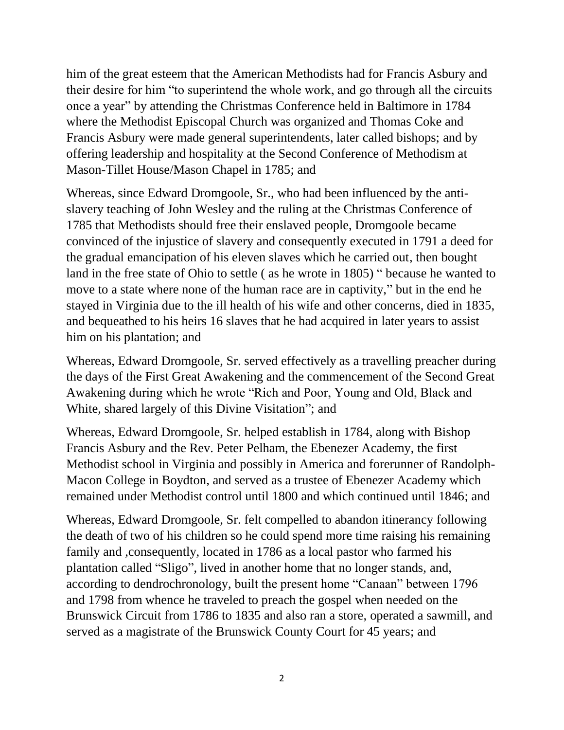him of the great esteem that the American Methodists had for Francis Asbury and their desire for him "to superintend the whole work, and go through all the circuits once a year" by attending the Christmas Conference held in Baltimore in 1784 where the Methodist Episcopal Church was organized and Thomas Coke and Francis Asbury were made general superintendents, later called bishops; and by offering leadership and hospitality at the Second Conference of Methodism at Mason-Tillet House/Mason Chapel in 1785; and

Whereas, since Edward Dromgoole, Sr., who had been influenced by the anti-slavery teaching of John Wesley and the ruling at the Christmas Conference of 1785 that Methodists should free their enslaved people, Dromgoole became convinced of the injustice of slavery and consequently executed in 1791 a deed for the gradual emancipation of his eleven slaves which he carried out, then bought land in the free state of Ohio to settle ( as he wrote in 1805) " because he wanted to move to a state where none of the human race are in captivity," but in the end he stayed in Virginia due to the ill health of his wife and other concerns, died in 1835, and bequeathed to his heirs 16 slaves that he had acquired in later years to assist him on his plantation; and

Whereas, Edward Dromgoole, Sr. served effectively as a travelling preacher during the days of the First Great Awakening and the commencement of the Second Great Awakening during which he wrote "Rich and Poor, Young and Old, Black and White, shared largely of this Divine Visitation"; and

Whereas, Edward Dromgoole, Sr. helped establish in 1784, along with Bishop Francis Asbury and the Rev. Peter Pelham, the Ebenezer Academy, the first Methodist school in Virginia and possibly in America and forerunner of Randolph-Macon College in Boydton, and served as a trustee of Ebenezer Academy which remained under Methodist control until 1800 and which continued until 1846; and

Whereas, Edward Dromgoole, Sr. felt compelled to abandon itinerancy following the death of two of his children so he could spend more time raising his remaining family and ,consequently, located in 1786 as a local pastor who farmed his plantation called "Sligo", lived in another home that no longer stands, and, according to dendrochronology, built the present home "Canaan" between 1796 and 1798 from whence he traveled to preach the gospel when needed on the Brunswick Circuit from 1786 to 1835 and also ran a store, operated a sawmill, and served as a magistrate of the Brunswick County Court for 45 years; and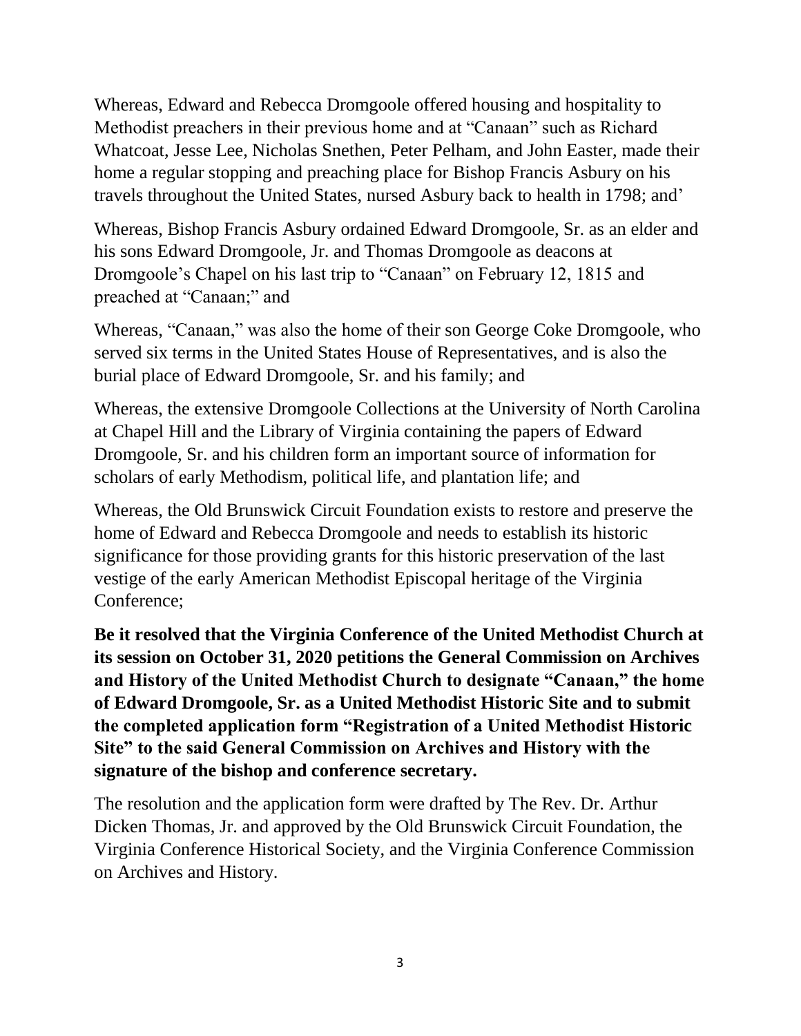Whereas, Edward and Rebecca Dromgoole offered housing and hospitality to Methodist preachers in their previous home and at "Canaan" such as Richard Whatcoat, Jesse Lee, Nicholas Snethen, Peter Pelham, and John Easter, made their home a regular stopping and preaching place for Bishop Francis Asbury on his travels throughout the United States, nursed Asbury back to health in 1798; and'

Whereas, Bishop Francis Asbury ordained Edward Dromgoole, Sr. as an elder and his sons Edward Dromgoole, Jr. and Thomas Dromgoole as deacons at Dromgoole's Chapel on his last trip to "Canaan" on February 12, 1815 and preached at "Canaan;" and

Whereas, "Canaan," was also the home of their son George Coke Dromgoole, who served six terms in the United States House of Representatives, and is also the burial place of Edward Dromgoole, Sr. and his family; and

Whereas, the extensive Dromgoole Collections at the University of North Carolina at Chapel Hill and the Library of Virginia containing the papers of Edward Dromgoole, Sr. and his children form an important source of information for scholars of early Methodism, political life, and plantation life; and

Whereas, the Old Brunswick Circuit Foundation exists to restore and preserve the home of Edward and Rebecca Dromgoole and needs to establish its historic significance for those providing grants for this historic preservation of the last vestige of the early American Methodist Episcopal heritage of the Virginia Conference;

**Be it resolved that the Virginia Conference of the United Methodist Church at its session on October 31, 2020 petitions the General Commission on Archives and History of the United Methodist Church to designate "Canaan," the home of Edward Dromgoole, Sr. as a United Methodist Historic Site and to submit the completed application form "Registration of a United Methodist Historic Site" to the said General Commission on Archives and History with the signature of the bishop and conference secretary.**

The resolution and the application form were drafted by The Rev. Dr. Arthur Dicken Thomas, Jr. and approved by the Old Brunswick Circuit Foundation, the Virginia Conference Historical Society, and the Virginia Conference Commission on Archives and History.